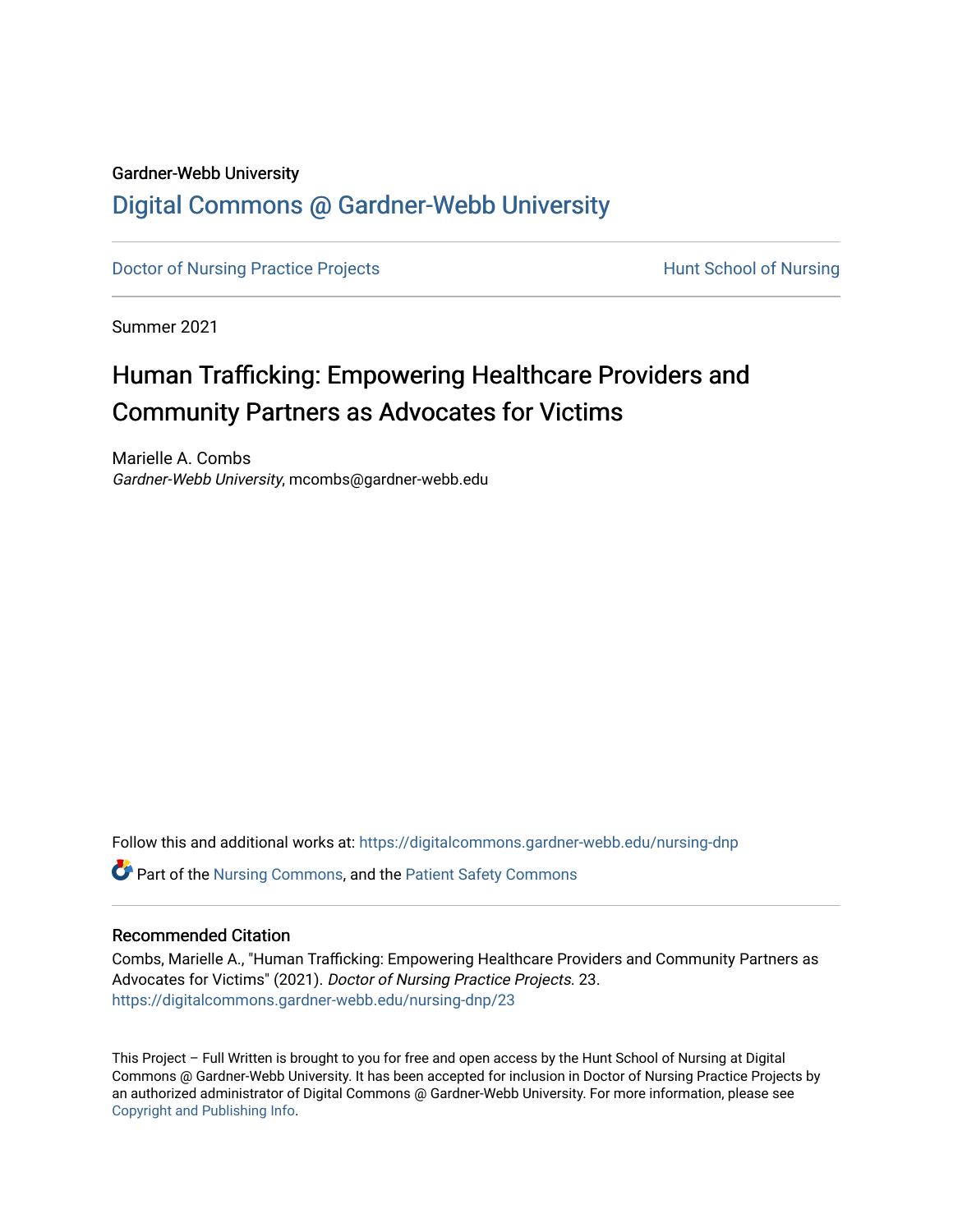Gardner-Webb University

# Digital Commons @ Gardner-Webb University

Doctor of Nursing Practice Projects | Hunt School of Nursing

Summer 2021

# Human Trafficking: Empowering Healthcare Providers and Community Partners as Advocates for Victims

Marielle A. Combs
*Gardner-Webb University*, mcombs@gardner-webb.edu

Follow this and additional works at: https://digitalcommons.gardner-webb.edu/nursing-dnp

Part of the Nursing Commons, and the Patient Safety Commons

### Recommended Citation

Combs, Marielle A., "Human Trafficking: Empowering Healthcare Providers and Community Partners as Advocates for Victims" (2021). *Doctor of Nursing Practice Projects*. 23.
https://digitalcommons.gardner-webb.edu/nursing-dnp/23

This Project – Full Written is brought to you for free and open access by the Hunt School of Nursing at Digital Commons @ Gardner-Webb University. It has been accepted for inclusion in Doctor of Nursing Practice Projects by an authorized administrator of Digital Commons @ Gardner-Webb University. For more information, please see Copyright and Publishing Info.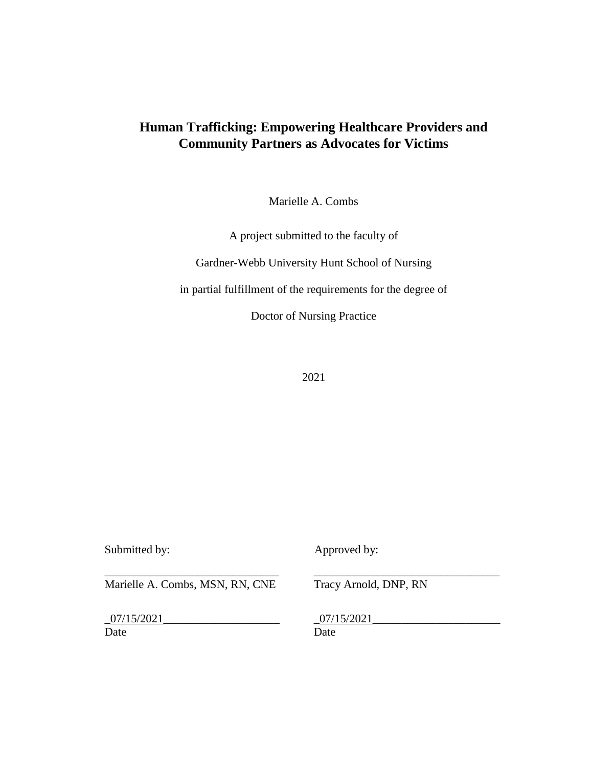# Human Trafficking: Empowering Healthcare Providers and Community Partners as Advocates for Victims

Marielle A. Combs

A project submitted to the faculty of

Gardner-Webb University Hunt School of Nursing

in partial fulfillment of the requirements for the degree of

Doctor of Nursing Practice

2021

| Submitted by: | Approved by: |
|---|---|
| ______________________________ | ______________________________ |
| Marielle A. Combs, MSN, RN, CNE | Tracy Arnold, DNP, RN |
| _07/15/2021____________________ | _07/15/2021____________________ |
| Date | Date |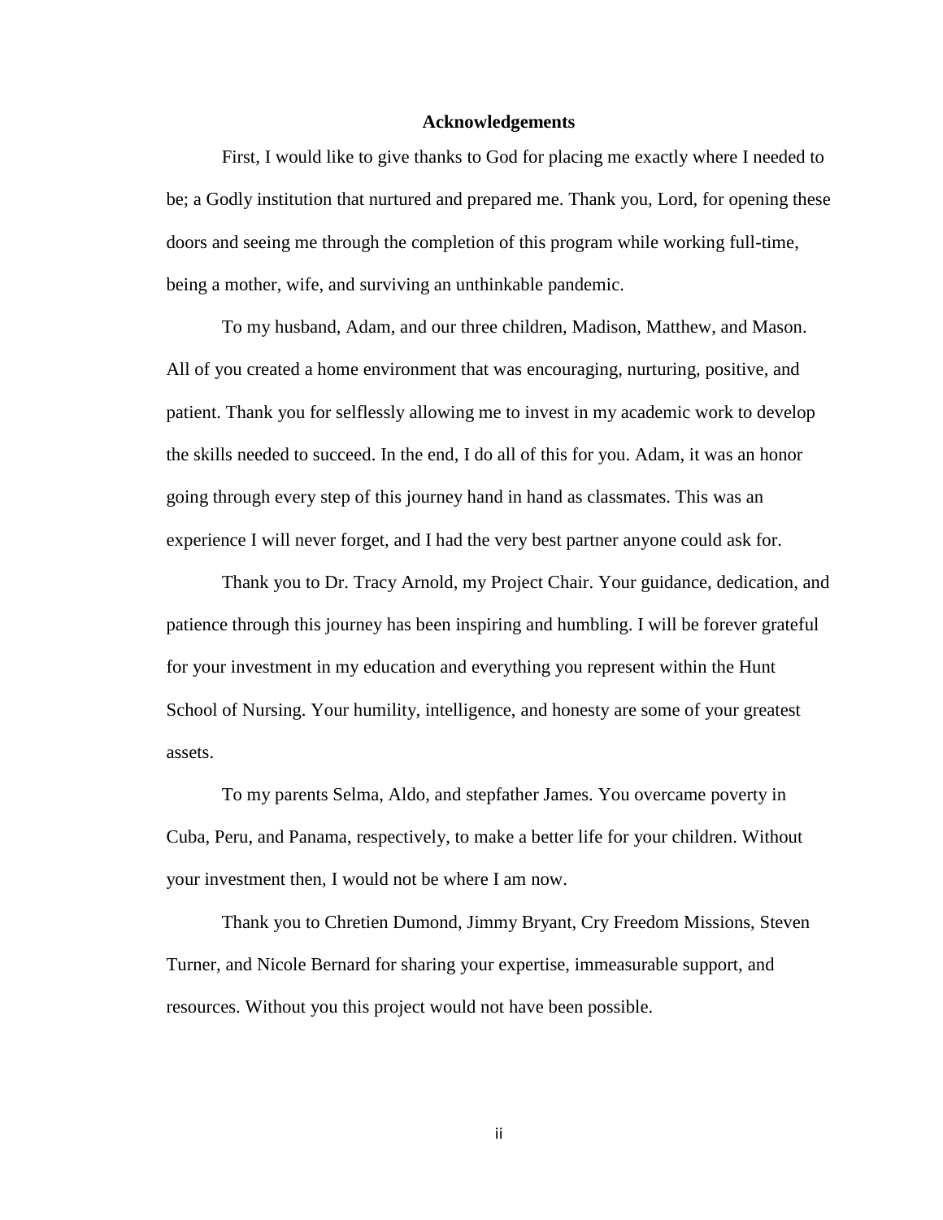# Acknowledgements

First, I would like to give thanks to God for placing me exactly where I needed to be; a Godly institution that nurtured and prepared me. Thank you, Lord, for opening these doors and seeing me through the completion of this program while working full-time, being a mother, wife, and surviving an unthinkable pandemic.

To my husband, Adam, and our three children, Madison, Matthew, and Mason. All of you created a home environment that was encouraging, nurturing, positive, and patient. Thank you for selflessly allowing me to invest in my academic work to develop the skills needed to succeed. In the end, I do all of this for you. Adam, it was an honor going through every step of this journey hand in hand as classmates. This was an experience I will never forget, and I had the very best partner anyone could ask for.

Thank you to Dr. Tracy Arnold, my Project Chair. Your guidance, dedication, and patience through this journey has been inspiring and humbling. I will be forever grateful for your investment in my education and everything you represent within the Hunt School of Nursing. Your humility, intelligence, and honesty are some of your greatest assets.

To my parents Selma, Aldo, and stepfather James. You overcame poverty in Cuba, Peru, and Panama, respectively, to make a better life for your children. Without your investment then, I would not be where I am now.

Thank you to Chretien Dumond, Jimmy Bryant, Cry Freedom Missions, Steven Turner, and Nicole Bernard for sharing your expertise, immeasurable support, and resources. Without you this project would not have been possible.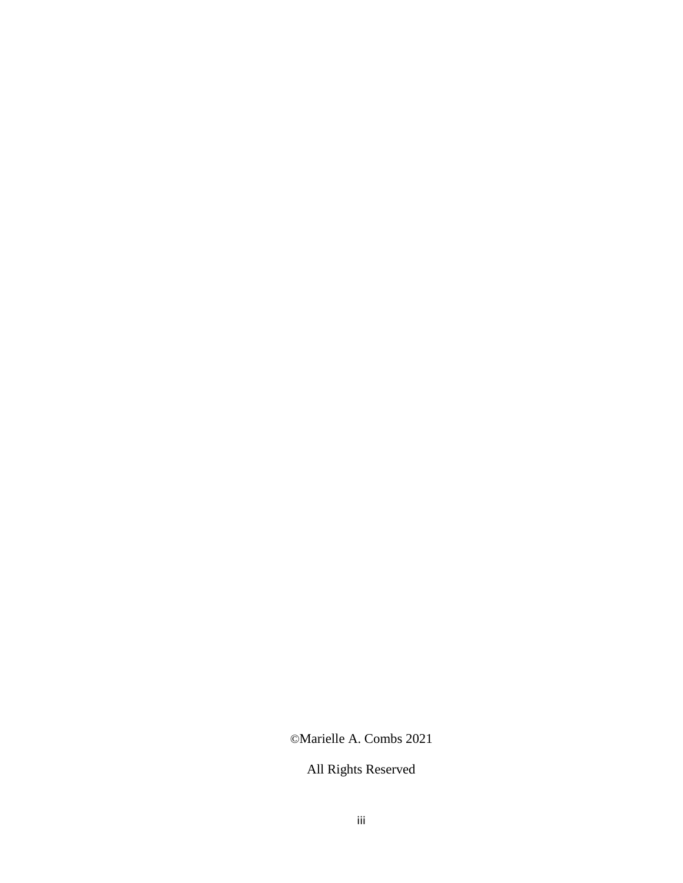©Marielle A. Combs 2021

All Rights Reserved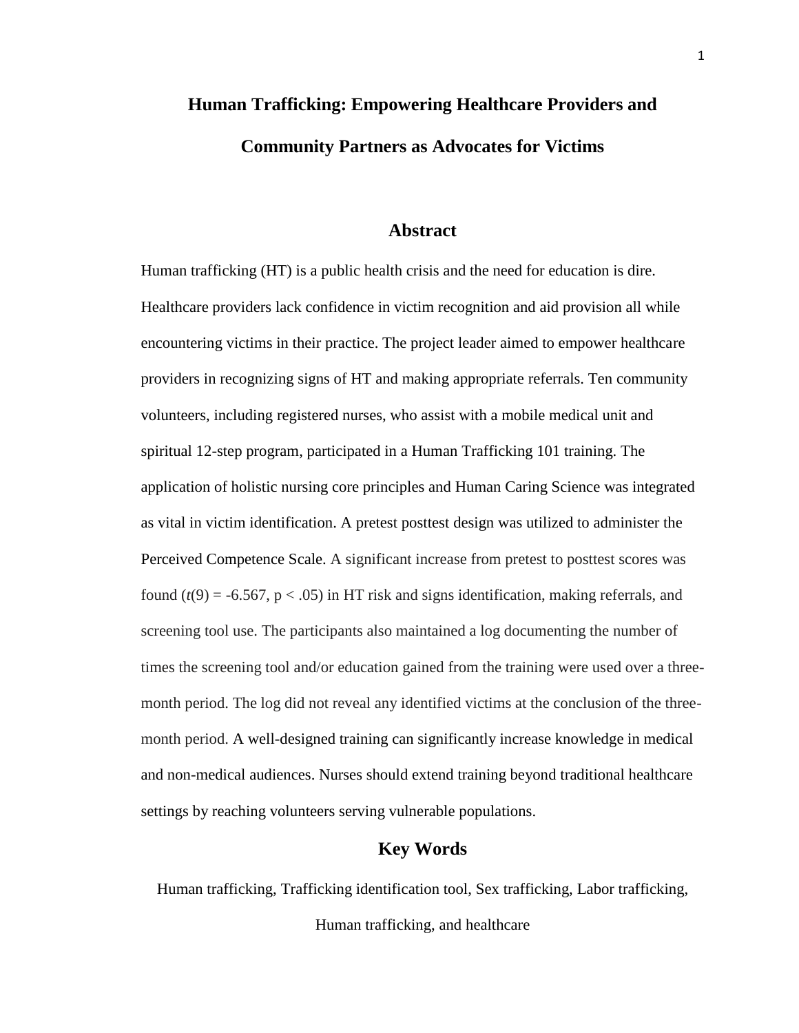# Human Trafficking: Empowering Healthcare Providers and Community Partners as Advocates for Victims

## Abstract

Human trafficking (HT) is a public health crisis and the need for education is dire. Healthcare providers lack confidence in victim recognition and aid provision all while encountering victims in their practice. The project leader aimed to empower healthcare providers in recognizing signs of HT and making appropriate referrals. Ten community volunteers, including registered nurses, who assist with a mobile medical unit and spiritual 12-step program, participated in a Human Trafficking 101 training. The application of holistic nursing core principles and Human Caring Science was integrated as vital in victim identification. A pretest posttest design was utilized to administer the Perceived Competence Scale. A significant increase from pretest to posttest scores was found ($t(9) = -6.567$, $p < .05$) in HT risk and signs identification, making referrals, and screening tool use. The participants also maintained a log documenting the number of times the screening tool and/or education gained from the training were used over a three-month period. The log did not reveal any identified victims at the conclusion of the three-month period. A well-designed training can significantly increase knowledge in medical and non-medical audiences. Nurses should extend training beyond traditional healthcare settings by reaching volunteers serving vulnerable populations.

## Key Words

Human trafficking, Trafficking identification tool, Sex trafficking, Labor trafficking, Human trafficking, and healthcare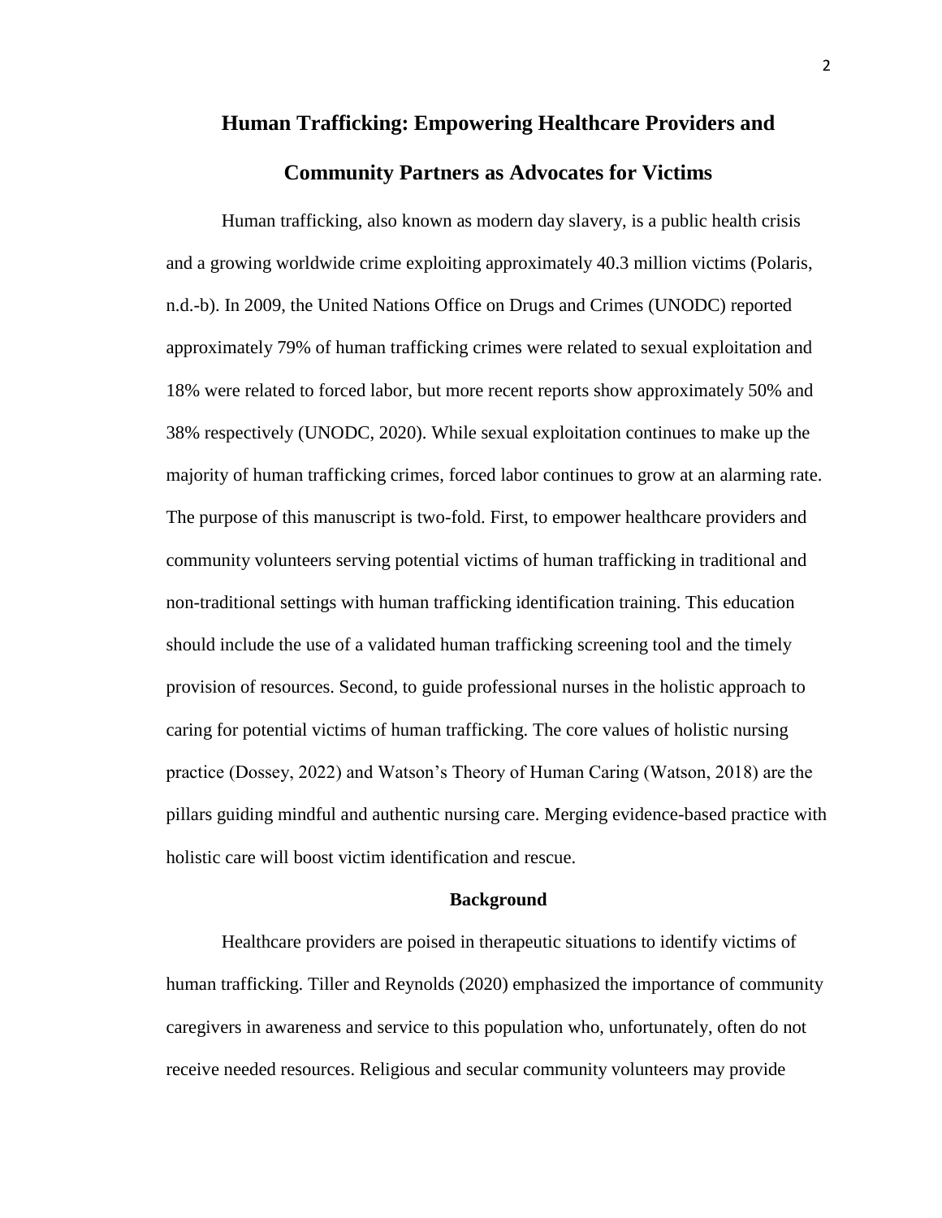# Human Trafficking: Empowering Healthcare Providers and Community Partners as Advocates for Victims

Human trafficking, also known as modern day slavery, is a public health crisis and a growing worldwide crime exploiting approximately 40.3 million victims (Polaris, n.d.-b). In 2009, the United Nations Office on Drugs and Crimes (UNODC) reported approximately 79% of human trafficking crimes were related to sexual exploitation and 18% were related to forced labor, but more recent reports show approximately 50% and 38% respectively (UNODC, 2020). While sexual exploitation continues to make up the majority of human trafficking crimes, forced labor continues to grow at an alarming rate. The purpose of this manuscript is two-fold. First, to empower healthcare providers and community volunteers serving potential victims of human trafficking in traditional and non-traditional settings with human trafficking identification training. This education should include the use of a validated human trafficking screening tool and the timely provision of resources. Second, to guide professional nurses in the holistic approach to caring for potential victims of human trafficking. The core values of holistic nursing practice (Dossey, 2022) and Watson's Theory of Human Caring (Watson, 2018) are the pillars guiding mindful and authentic nursing care. Merging evidence-based practice with holistic care will boost victim identification and rescue.

## Background

Healthcare providers are poised in therapeutic situations to identify victims of human trafficking. Tiller and Reynolds (2020) emphasized the importance of community caregivers in awareness and service to this population who, unfortunately, often do not receive needed resources. Religious and secular community volunteers may provide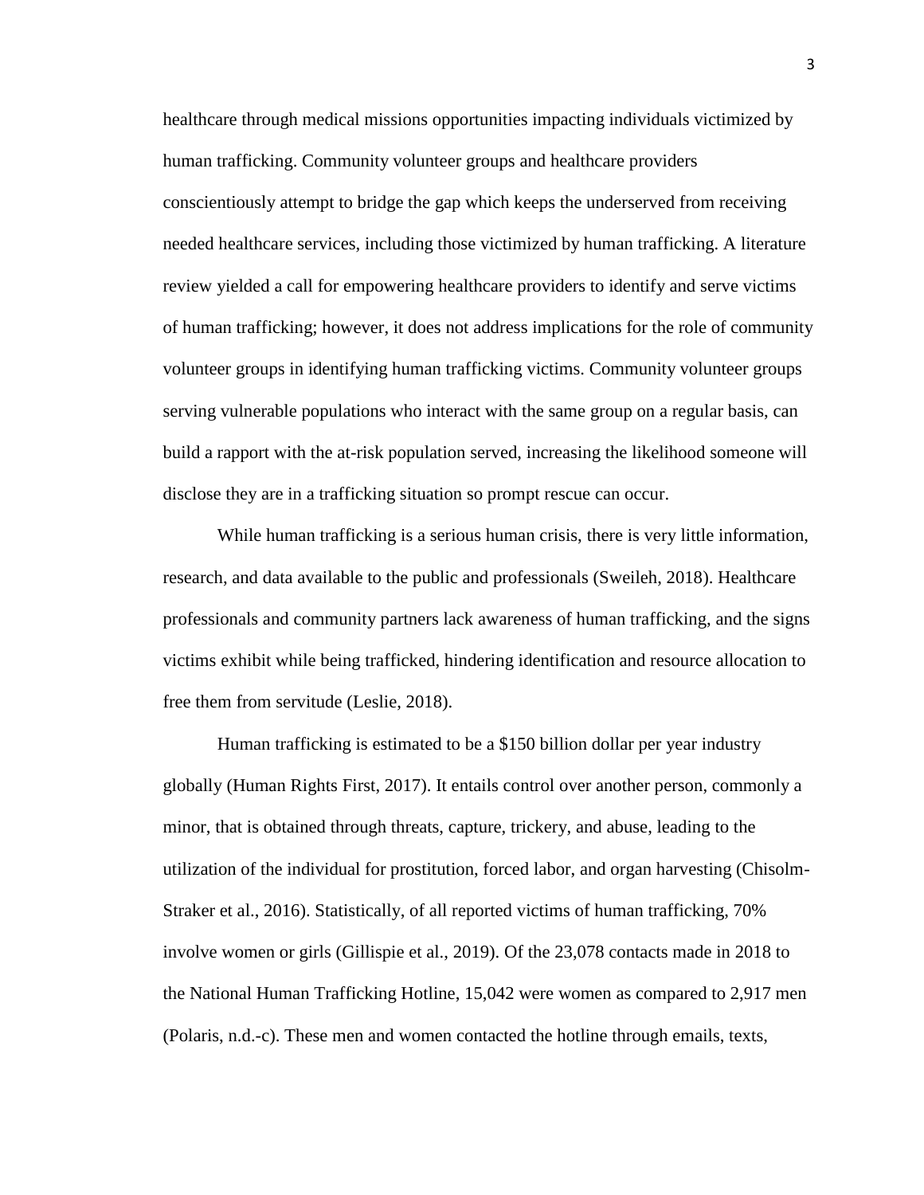healthcare through medical missions opportunities impacting individuals victimized by human trafficking. Community volunteer groups and healthcare providers conscientiously attempt to bridge the gap which keeps the underserved from receiving needed healthcare services, including those victimized by human trafficking. A literature review yielded a call for empowering healthcare providers to identify and serve victims of human trafficking; however, it does not address implications for the role of community volunteer groups in identifying human trafficking victims. Community volunteer groups serving vulnerable populations who interact with the same group on a regular basis, can build a rapport with the at-risk population served, increasing the likelihood someone will disclose they are in a trafficking situation so prompt rescue can occur.

While human trafficking is a serious human crisis, there is very little information, research, and data available to the public and professionals (Sweileh, 2018). Healthcare professionals and community partners lack awareness of human trafficking, and the signs victims exhibit while being trafficked, hindering identification and resource allocation to free them from servitude (Leslie, 2018).

Human trafficking is estimated to be a $150 billion dollar per year industry globally (Human Rights First, 2017). It entails control over another person, commonly a minor, that is obtained through threats, capture, trickery, and abuse, leading to the utilization of the individual for prostitution, forced labor, and organ harvesting (Chisolm-Straker et al., 2016). Statistically, of all reported victims of human trafficking, 70% involve women or girls (Gillispie et al., 2019). Of the 23,078 contacts made in 2018 to the National Human Trafficking Hotline, 15,042 were women as compared to 2,917 men (Polaris, n.d.-c). These men and women contacted the hotline through emails, texts,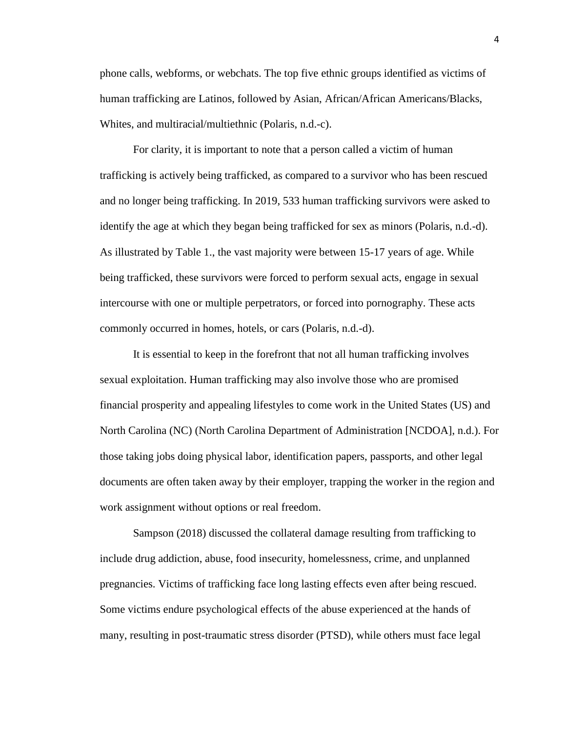phone calls, webforms, or webchats. The top five ethnic groups identified as victims of human trafficking are Latinos, followed by Asian, African/African Americans/Blacks, Whites, and multiracial/multiethnic (Polaris, n.d.-c).

For clarity, it is important to note that a person called a victim of human trafficking is actively being trafficked, as compared to a survivor who has been rescued and no longer being trafficking. In 2019, 533 human trafficking survivors were asked to identify the age at which they began being trafficked for sex as minors (Polaris, n.d.-d). As illustrated by Table 1., the vast majority were between 15-17 years of age. While being trafficked, these survivors were forced to perform sexual acts, engage in sexual intercourse with one or multiple perpetrators, or forced into pornography. These acts commonly occurred in homes, hotels, or cars (Polaris, n.d.-d).

It is essential to keep in the forefront that not all human trafficking involves sexual exploitation. Human trafficking may also involve those who are promised financial prosperity and appealing lifestyles to come work in the United States (US) and North Carolina (NC) (North Carolina Department of Administration [NCDOA], n.d.). For those taking jobs doing physical labor, identification papers, passports, and other legal documents are often taken away by their employer, trapping the worker in the region and work assignment without options or real freedom.

Sampson (2018) discussed the collateral damage resulting from trafficking to include drug addiction, abuse, food insecurity, homelessness, crime, and unplanned pregnancies. Victims of trafficking face long lasting effects even after being rescued. Some victims endure psychological effects of the abuse experienced at the hands of many, resulting in post-traumatic stress disorder (PTSD), while others must face legal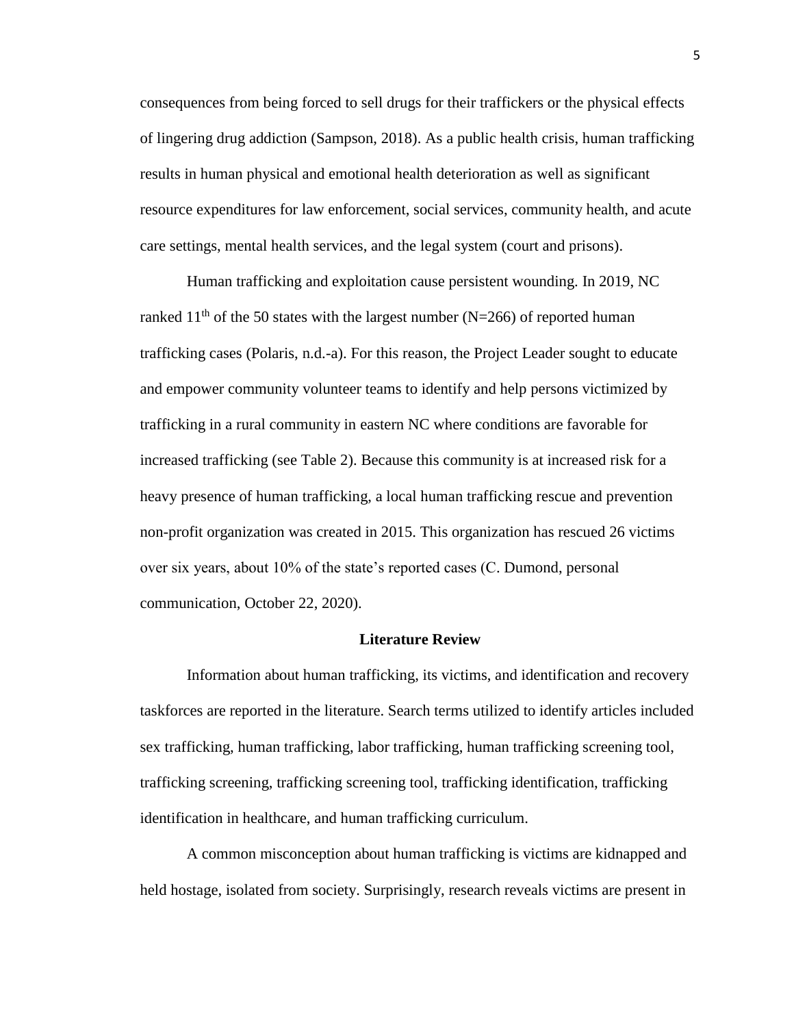consequences from being forced to sell drugs for their traffickers or the physical effects of lingering drug addiction (Sampson, 2018). As a public health crisis, human trafficking results in human physical and emotional health deterioration as well as significant resource expenditures for law enforcement, social services, community health, and acute care settings, mental health services, and the legal system (court and prisons).

Human trafficking and exploitation cause persistent wounding. In 2019, NC ranked 11th of the 50 states with the largest number (N=266) of reported human trafficking cases (Polaris, n.d.-a). For this reason, the Project Leader sought to educate and empower community volunteer teams to identify and help persons victimized by trafficking in a rural community in eastern NC where conditions are favorable for increased trafficking (see Table 2). Because this community is at increased risk for a heavy presence of human trafficking, a local human trafficking rescue and prevention non-profit organization was created in 2015. This organization has rescued 26 victims over six years, about 10% of the state's reported cases (C. Dumond, personal communication, October 22, 2020).

## Literature Review

Information about human trafficking, its victims, and identification and recovery taskforces are reported in the literature. Search terms utilized to identify articles included sex trafficking, human trafficking, labor trafficking, human trafficking screening tool, trafficking screening, trafficking screening tool, trafficking identification, trafficking identification in healthcare, and human trafficking curriculum.

A common misconception about human trafficking is victims are kidnapped and held hostage, isolated from society. Surprisingly, research reveals victims are present in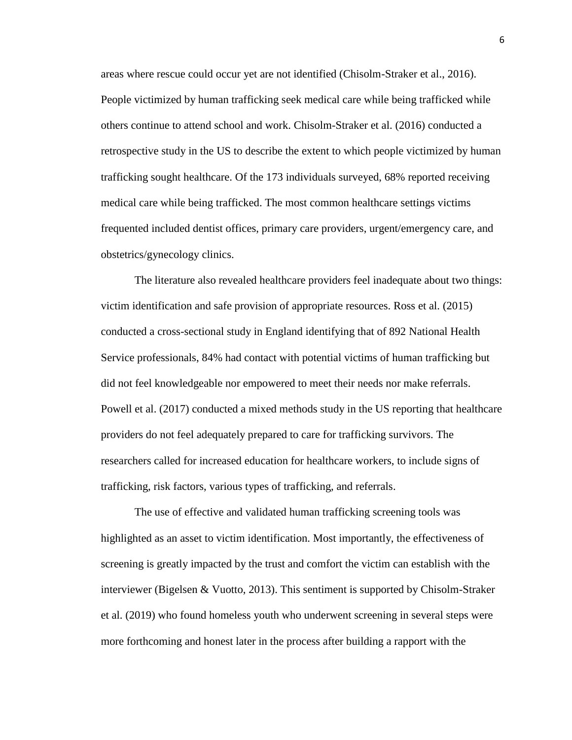areas where rescue could occur yet are not identified (Chisolm-Straker et al., 2016). People victimized by human trafficking seek medical care while being trafficked while others continue to attend school and work. Chisolm-Straker et al. (2016) conducted a retrospective study in the US to describe the extent to which people victimized by human trafficking sought healthcare. Of the 173 individuals surveyed, 68% reported receiving medical care while being trafficked. The most common healthcare settings victims frequented included dentist offices, primary care providers, urgent/emergency care, and obstetrics/gynecology clinics.

The literature also revealed healthcare providers feel inadequate about two things: victim identification and safe provision of appropriate resources. Ross et al. (2015) conducted a cross-sectional study in England identifying that of 892 National Health Service professionals, 84% had contact with potential victims of human trafficking but did not feel knowledgeable nor empowered to meet their needs nor make referrals. Powell et al. (2017) conducted a mixed methods study in the US reporting that healthcare providers do not feel adequately prepared to care for trafficking survivors. The researchers called for increased education for healthcare workers, to include signs of trafficking, risk factors, various types of trafficking, and referrals.

The use of effective and validated human trafficking screening tools was highlighted as an asset to victim identification. Most importantly, the effectiveness of screening is greatly impacted by the trust and comfort the victim can establish with the interviewer (Bigelsen & Vuotto, 2013). This sentiment is supported by Chisolm-Straker et al. (2019) who found homeless youth who underwent screening in several steps were more forthcoming and honest later in the process after building a rapport with the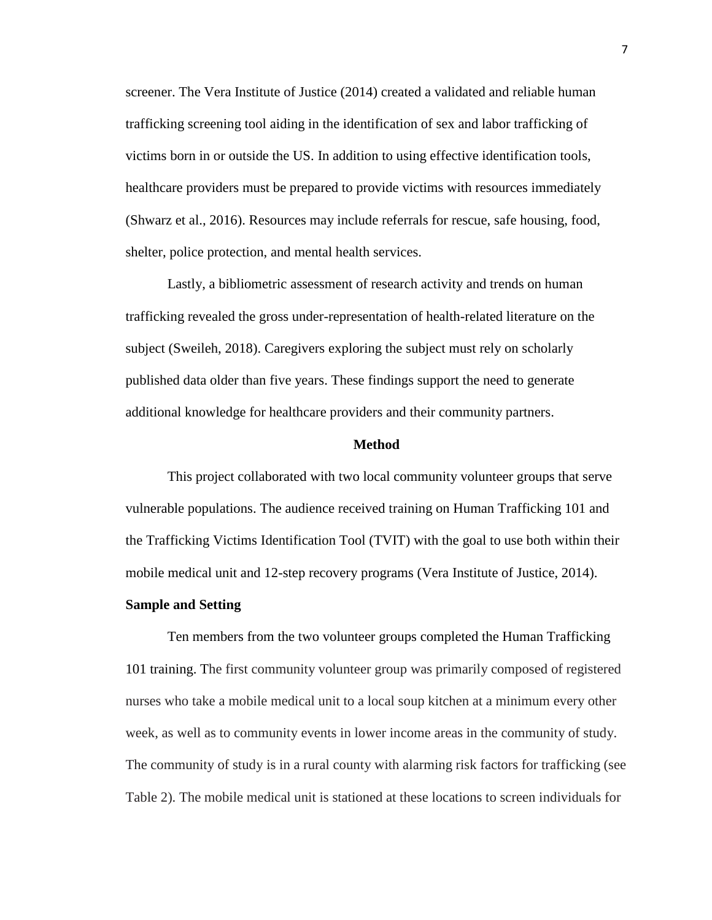screener. The Vera Institute of Justice (2014) created a validated and reliable human trafficking screening tool aiding in the identification of sex and labor trafficking of victims born in or outside the US. In addition to using effective identification tools, healthcare providers must be prepared to provide victims with resources immediately (Shwarz et al., 2016). Resources may include referrals for rescue, safe housing, food, shelter, police protection, and mental health services.

Lastly, a bibliometric assessment of research activity and trends on human trafficking revealed the gross under-representation of health-related literature on the subject (Sweileh, 2018). Caregivers exploring the subject must rely on scholarly published data older than five years. These findings support the need to generate additional knowledge for healthcare providers and their community partners.

## Method

This project collaborated with two local community volunteer groups that serve vulnerable populations. The audience received training on Human Trafficking 101 and the Trafficking Victims Identification Tool (TVIT) with the goal to use both within their mobile medical unit and 12-step recovery programs (Vera Institute of Justice, 2014).

### Sample and Setting

Ten members from the two volunteer groups completed the Human Trafficking 101 training. The first community volunteer group was primarily composed of registered nurses who take a mobile medical unit to a local soup kitchen at a minimum every other week, as well as to community events in lower income areas in the community of study. The community of study is in a rural county with alarming risk factors for trafficking (see Table 2). The mobile medical unit is stationed at these locations to screen individuals for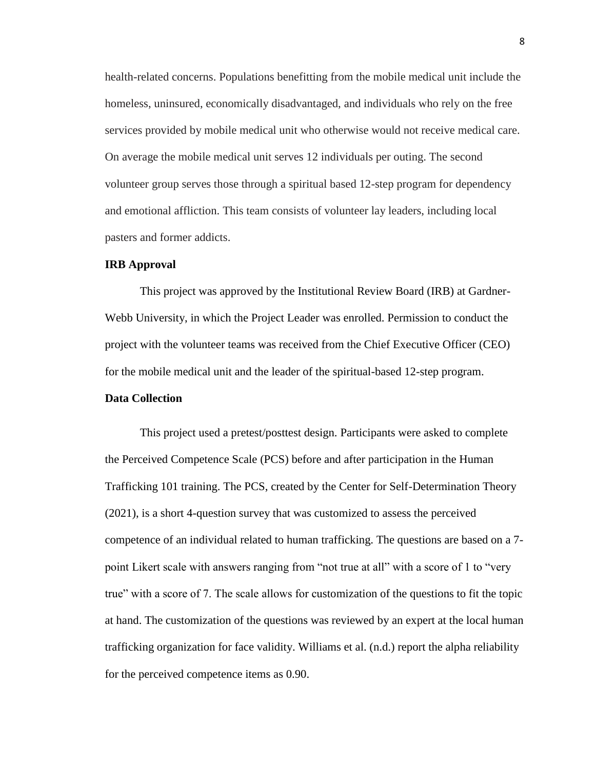health-related concerns. Populations benefitting from the mobile medical unit include the homeless, uninsured, economically disadvantaged, and individuals who rely on the free services provided by mobile medical unit who otherwise would not receive medical care. On average the mobile medical unit serves 12 individuals per outing. The second volunteer group serves those through a spiritual based 12-step program for dependency and emotional affliction. This team consists of volunteer lay leaders, including local pasters and former addicts.

## IRB Approval

This project was approved by the Institutional Review Board (IRB) at Gardner-Webb University, in which the Project Leader was enrolled. Permission to conduct the project with the volunteer teams was received from the Chief Executive Officer (CEO) for the mobile medical unit and the leader of the spiritual-based 12-step program.

## Data Collection

This project used a pretest/posttest design. Participants were asked to complete the Perceived Competence Scale (PCS) before and after participation in the Human Trafficking 101 training. The PCS, created by the Center for Self-Determination Theory (2021), is a short 4-question survey that was customized to assess the perceived competence of an individual related to human trafficking. The questions are based on a 7-point Likert scale with answers ranging from "not true at all" with a score of 1 to "very true" with a score of 7. The scale allows for customization of the questions to fit the topic at hand. The customization of the questions was reviewed by an expert at the local human trafficking organization for face validity. Williams et al. (n.d.) report the alpha reliability for the perceived competence items as 0.90.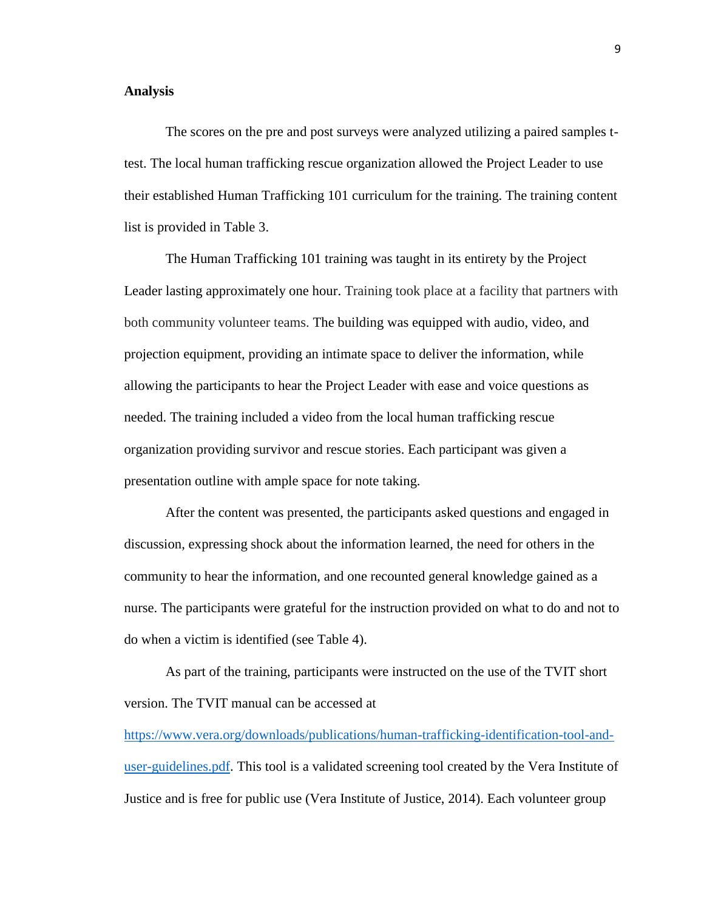**Analysis**

The scores on the pre and post surveys were analyzed utilizing a paired samples t-test. The local human trafficking rescue organization allowed the Project Leader to use their established Human Trafficking 101 curriculum for the training. The training content list is provided in Table 3.

The Human Trafficking 101 training was taught in its entirety by the Project Leader lasting approximately one hour. Training took place at a facility that partners with both community volunteer teams. The building was equipped with audio, video, and projection equipment, providing an intimate space to deliver the information, while allowing the participants to hear the Project Leader with ease and voice questions as needed. The training included a video from the local human trafficking rescue organization providing survivor and rescue stories. Each participant was given a presentation outline with ample space for note taking.

After the content was presented, the participants asked questions and engaged in discussion, expressing shock about the information learned, the need for others in the community to hear the information, and one recounted general knowledge gained as a nurse. The participants were grateful for the instruction provided on what to do and not to do when a victim is identified (see Table 4).

As part of the training, participants were instructed on the use of the TVIT short version. The TVIT manual can be accessed at [https://www.vera.org/downloads/publications/human-trafficking-identification-tool-and-user-guidelines.pdf](https://www.vera.org/downloads/publications/human-trafficking-identification-tool-and-user-guidelines.pdf). This tool is a validated screening tool created by the Vera Institute of Justice and is free for public use (Vera Institute of Justice, 2014). Each volunteer group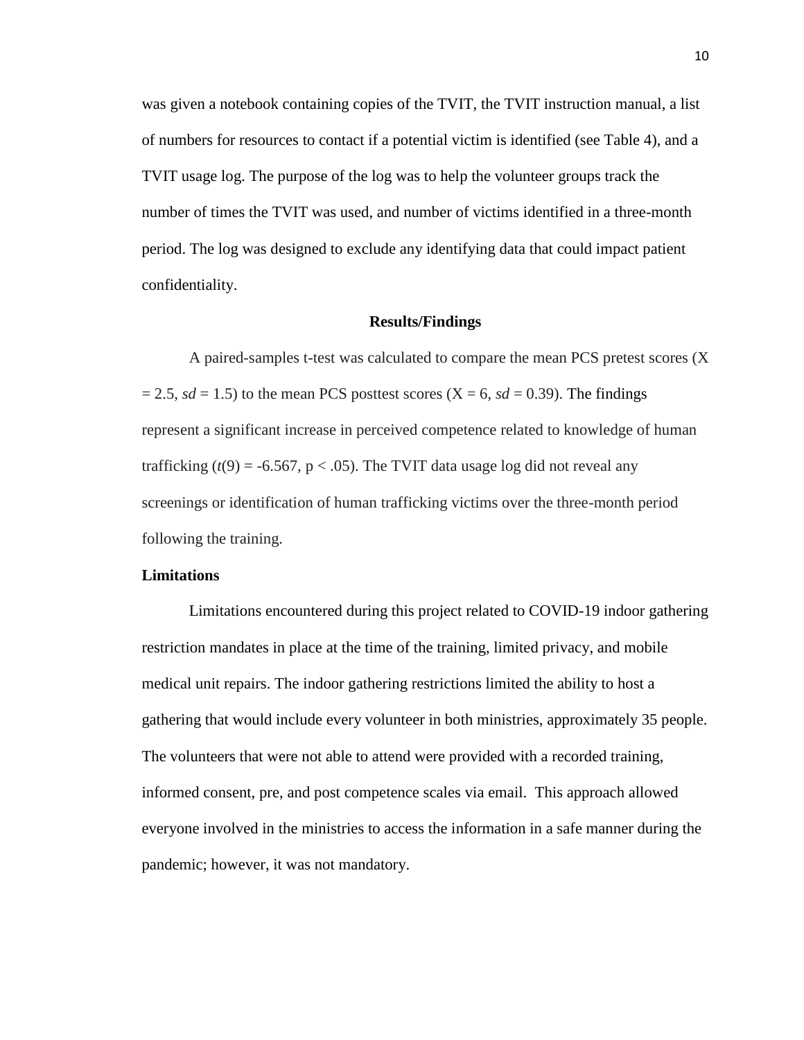was given a notebook containing copies of the TVIT, the TVIT instruction manual, a list of numbers for resources to contact if a potential victim is identified (see Table 4), and a TVIT usage log. The purpose of the log was to help the volunteer groups track the number of times the TVIT was used, and number of victims identified in a three-month period. The log was designed to exclude any identifying data that could impact patient confidentiality.

## Results/Findings

A paired-samples t-test was calculated to compare the mean PCS pretest scores ($X = 2.5$, $sd = 1.5$) to the mean PCS posttest scores ($X = 6$, $sd = 0.39$). The findings represent a significant increase in perceived competence related to knowledge of human trafficking ($t(9) = -6.567$, $p < .05$). The TVIT data usage log did not reveal any screenings or identification of human trafficking victims over the three-month period following the training.

### Limitations

Limitations encountered during this project related to COVID-19 indoor gathering restriction mandates in place at the time of the training, limited privacy, and mobile medical unit repairs. The indoor gathering restrictions limited the ability to host a gathering that would include every volunteer in both ministries, approximately 35 people. The volunteers that were not able to attend were provided with a recorded training, informed consent, pre, and post competence scales via email. This approach allowed everyone involved in the ministries to access the information in a safe manner during the pandemic; however, it was not mandatory.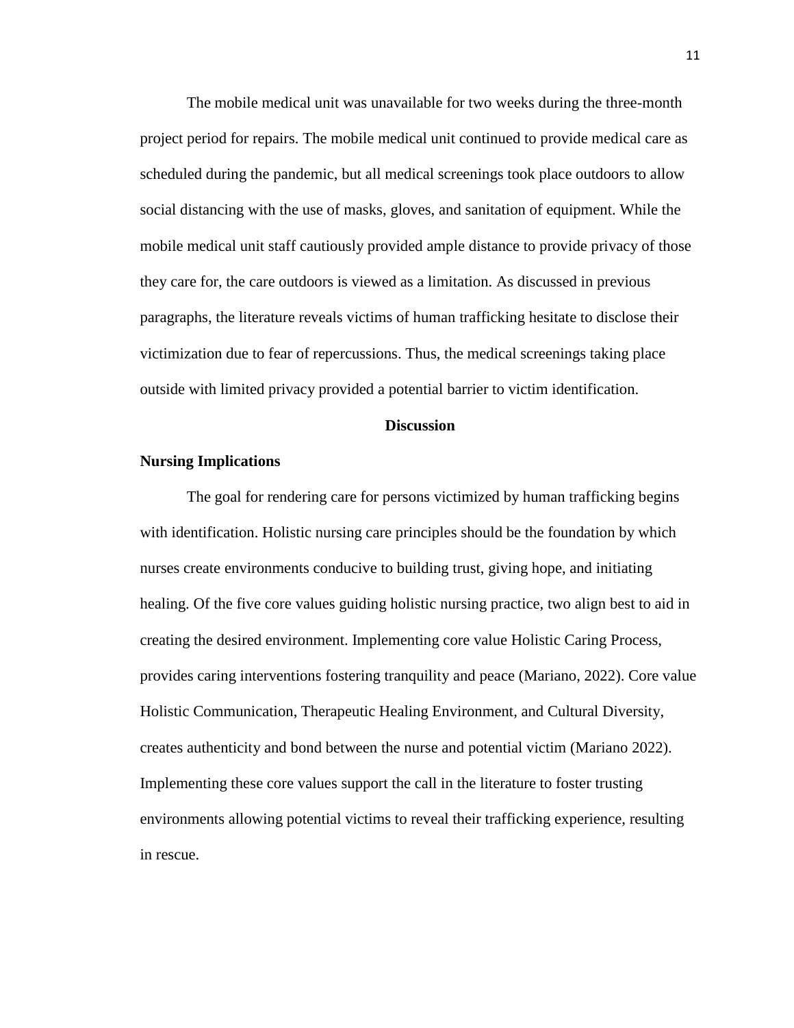The mobile medical unit was unavailable for two weeks during the three-month project period for repairs. The mobile medical unit continued to provide medical care as scheduled during the pandemic, but all medical screenings took place outdoors to allow social distancing with the use of masks, gloves, and sanitation of equipment. While the mobile medical unit staff cautiously provided ample distance to provide privacy of those they care for, the care outdoors is viewed as a limitation. As discussed in previous paragraphs, the literature reveals victims of human trafficking hesitate to disclose their victimization due to fear of repercussions. Thus, the medical screenings taking place outside with limited privacy provided a potential barrier to victim identification.

## Discussion

### Nursing Implications

The goal for rendering care for persons victimized by human trafficking begins with identification. Holistic nursing care principles should be the foundation by which nurses create environments conducive to building trust, giving hope, and initiating healing. Of the five core values guiding holistic nursing practice, two align best to aid in creating the desired environment. Implementing core value Holistic Caring Process, provides caring interventions fostering tranquility and peace (Mariano, 2022). Core value Holistic Communication, Therapeutic Healing Environment, and Cultural Diversity, creates authenticity and bond between the nurse and potential victim (Mariano 2022). Implementing these core values support the call in the literature to foster trusting environments allowing potential victims to reveal their trafficking experience, resulting in rescue.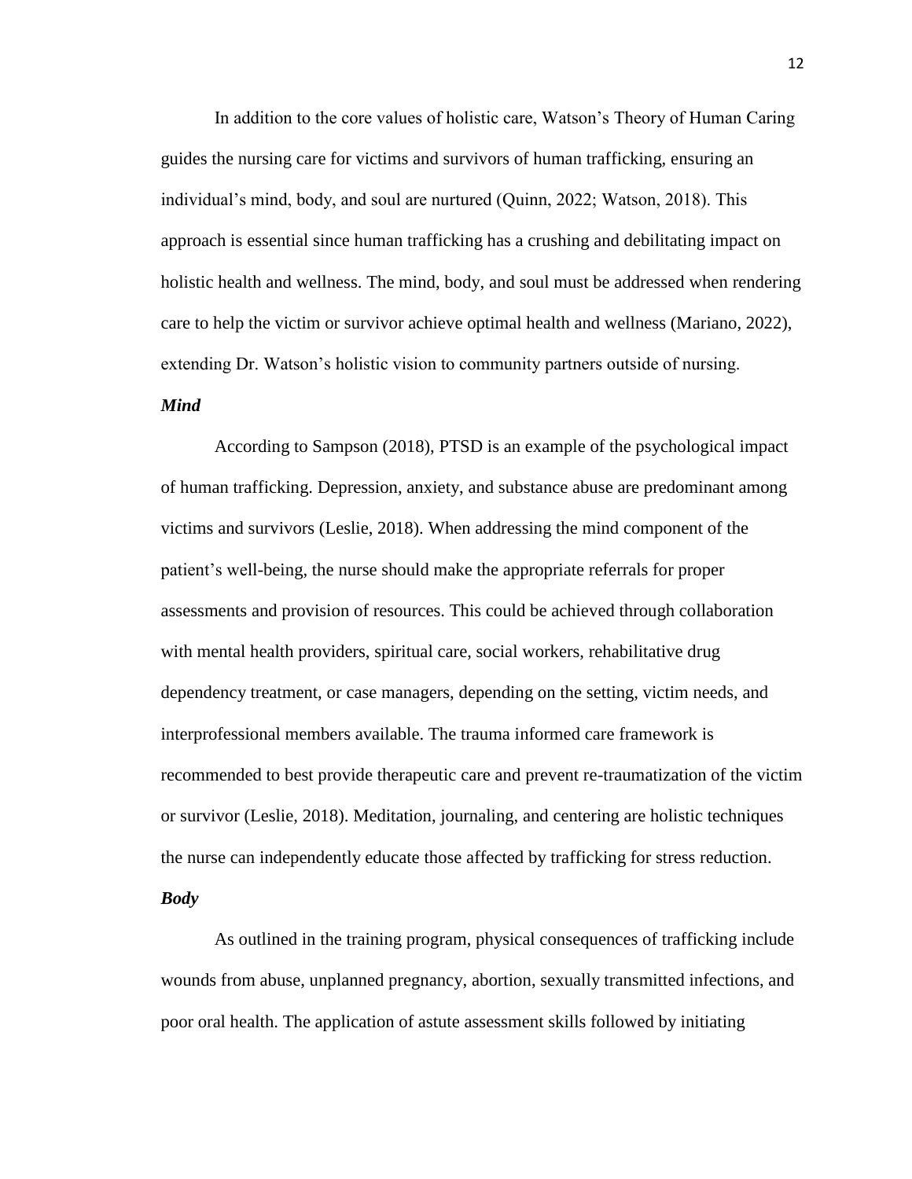In addition to the core values of holistic care, Watson's Theory of Human Caring guides the nursing care for victims and survivors of human trafficking, ensuring an individual's mind, body, and soul are nurtured (Quinn, 2022; Watson, 2018). This approach is essential since human trafficking has a crushing and debilitating impact on holistic health and wellness. The mind, body, and soul must be addressed when rendering care to help the victim or survivor achieve optimal health and wellness (Mariano, 2022), extending Dr. Watson's holistic vision to community partners outside of nursing.

***Mind***

According to Sampson (2018), PTSD is an example of the psychological impact of human trafficking. Depression, anxiety, and substance abuse are predominant among victims and survivors (Leslie, 2018). When addressing the mind component of the patient's well-being, the nurse should make the appropriate referrals for proper assessments and provision of resources. This could be achieved through collaboration with mental health providers, spiritual care, social workers, rehabilitative drug dependency treatment, or case managers, depending on the setting, victim needs, and interprofessional members available. The trauma informed care framework is recommended to best provide therapeutic care and prevent re-traumatization of the victim or survivor (Leslie, 2018). Meditation, journaling, and centering are holistic techniques the nurse can independently educate those affected by trafficking for stress reduction.

***Body***

As outlined in the training program, physical consequences of trafficking include wounds from abuse, unplanned pregnancy, abortion, sexually transmitted infections, and poor oral health. The application of astute assessment skills followed by initiating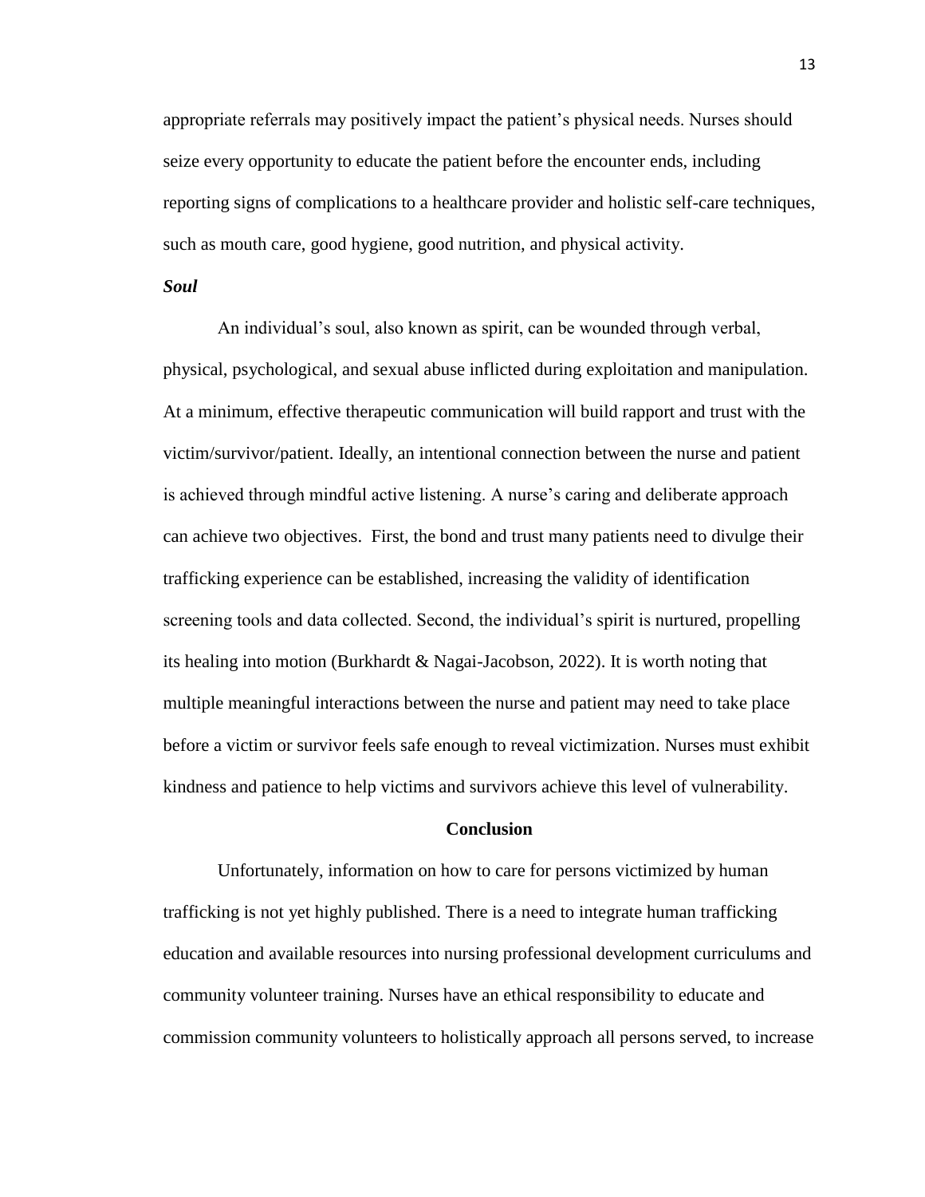appropriate referrals may positively impact the patient's physical needs. Nurses should seize every opportunity to educate the patient before the encounter ends, including reporting signs of complications to a healthcare provider and holistic self-care techniques, such as mouth care, good hygiene, good nutrition, and physical activity.

***Soul***

An individual's soul, also known as spirit, can be wounded through verbal, physical, psychological, and sexual abuse inflicted during exploitation and manipulation. At a minimum, effective therapeutic communication will build rapport and trust with the victim/survivor/patient. Ideally, an intentional connection between the nurse and patient is achieved through mindful active listening. A nurse's caring and deliberate approach can achieve two objectives. First, the bond and trust many patients need to divulge their trafficking experience can be established, increasing the validity of identification screening tools and data collected. Second, the individual's spirit is nurtured, propelling its healing into motion (Burkhardt & Nagai-Jacobson, 2022). It is worth noting that multiple meaningful interactions between the nurse and patient may need to take place before a victim or survivor feels safe enough to reveal victimization. Nurses must exhibit kindness and patience to help victims and survivors achieve this level of vulnerability.

## Conclusion

Unfortunately, information on how to care for persons victimized by human trafficking is not yet highly published. There is a need to integrate human trafficking education and available resources into nursing professional development curriculums and community volunteer training. Nurses have an ethical responsibility to educate and commission community volunteers to holistically approach all persons served, to increase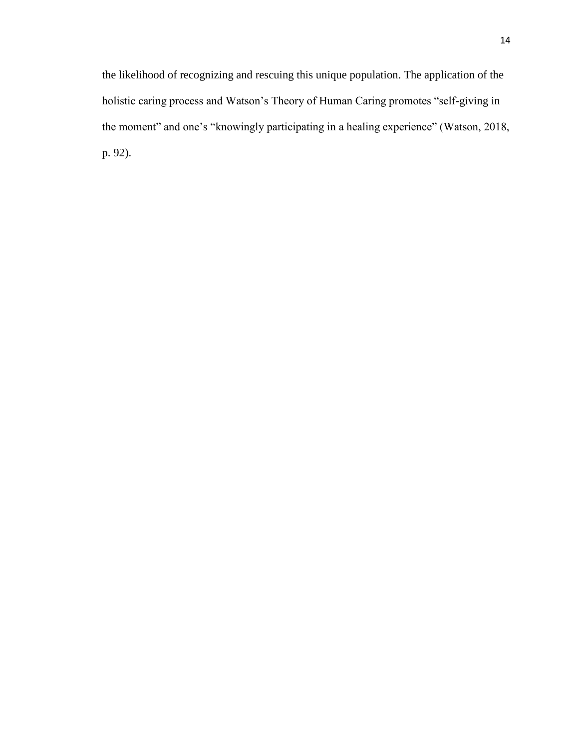the likelihood of recognizing and rescuing this unique population. The application of the holistic caring process and Watson's Theory of Human Caring promotes "self-giving in the moment" and one's "knowingly participating in a healing experience" (Watson, 2018, p. 92).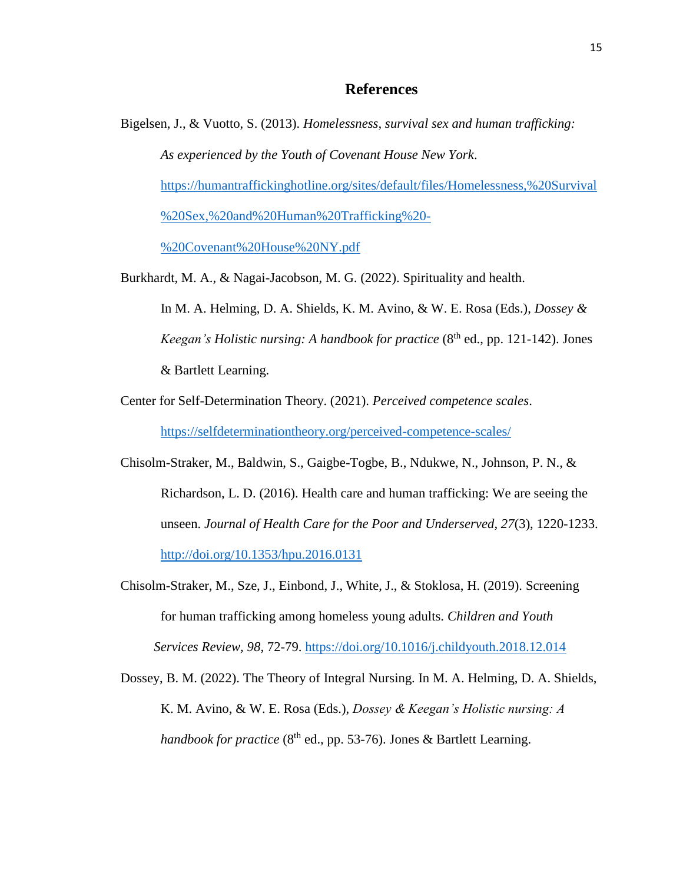# References

Bigelsen, J., & Vuotto, S. (2013). *Homelessness, survival sex and human trafficking: As experienced by the Youth of Covenant House New York*. https://humantraffickinghotline.org/sites/default/files/Homelessness,%20Survival%20Sex,%20and%20Human%20Trafficking%20-%20Covenant%20House%20NY.pdf

Burkhardt, M. A., & Nagai-Jacobson, M. G. (2022). Spirituality and health. In M. A. Helming, D. A. Shields, K. M. Avino, & W. E. Rosa (Eds.), *Dossey & Keegan's Holistic nursing: A handbook for practice* (8th ed., pp. 121-142). Jones & Bartlett Learning.

Center for Self-Determination Theory. (2021). *Perceived competence scales*. https://selfdeterminationtheory.org/perceived-competence-scales/

Chisolm-Straker, M., Baldwin, S., Gaigbe-Togbe, B., Ndukwe, N., Johnson, P. N., & Richardson, L. D. (2016). Health care and human trafficking: We are seeing the unseen. *Journal of Health Care for the Poor and Underserved*, *27*(3), 1220-1233. http://doi.org/10.1353/hpu.2016.0131

Chisolm-Straker, M., Sze, J., Einbond, J., White, J., & Stoklosa, H. (2019). Screening for human trafficking among homeless young adults. *Children and Youth Services Review*, *98*, 72-79. https://doi.org/10.1016/j.childyouth.2018.12.014

Dossey, B. M. (2022). The Theory of Integral Nursing. In M. A. Helming, D. A. Shields, K. M. Avino, & W. E. Rosa (Eds.), *Dossey & Keegan's Holistic nursing: A handbook for practice* (8th ed., pp. 53-76). Jones & Bartlett Learning.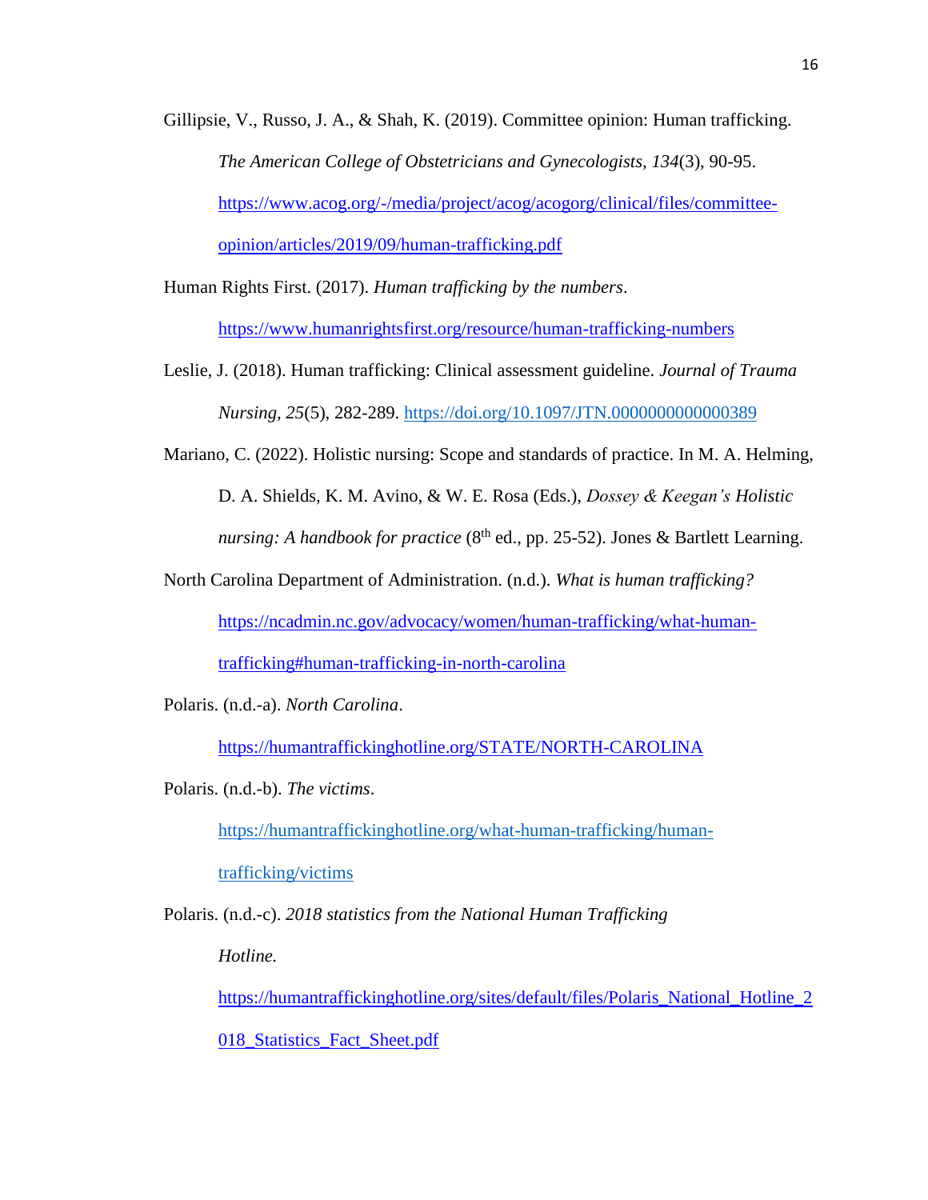Gillipsie, V., Russo, J. A., & Shah, K. (2019). Committee opinion: Human trafficking. *The American College of Obstetricians and Gynecologists, 134*(3), 90-95. https://www.acog.org/-/media/project/acog/acogorg/clinical/files/committee-opinion/articles/2019/09/human-trafficking.pdf

Human Rights First. (2017). *Human trafficking by the numbers*. https://www.humanrightsfirst.org/resource/human-trafficking-numbers

Leslie, J. (2018). Human trafficking: Clinical assessment guideline. *Journal of Trauma Nursing, 25*(5), 282-289. https://doi.org/10.1097/JTN.0000000000000389

Mariano, C. (2022). Holistic nursing: Scope and standards of practice. In M. A. Helming, D. A. Shields, K. M. Avino, & W. E. Rosa (Eds.), *Dossey & Keegan's Holistic nursing: A handbook for practice* (8th ed., pp. 25-52). Jones & Bartlett Learning.

North Carolina Department of Administration. (n.d.). *What is human trafficking?* https://ncadmin.nc.gov/advocacy/women/human-trafficking/what-human-trafficking#human-trafficking-in-north-carolina

Polaris. (n.d.-a). *North Carolina*. https://humantraffickinghotline.org/STATE/NORTH-CAROLINA

Polaris. (n.d.-b). *The victims*. https://humantraffickinghotline.org/what-human-trafficking/human-trafficking/victims

Polaris. (n.d.-c). *2018 statistics from the National Human Trafficking Hotline.* https://humantraffickinghotline.org/sites/default/files/Polaris_National_Hotline_2018_Statistics_Fact_Sheet.pdf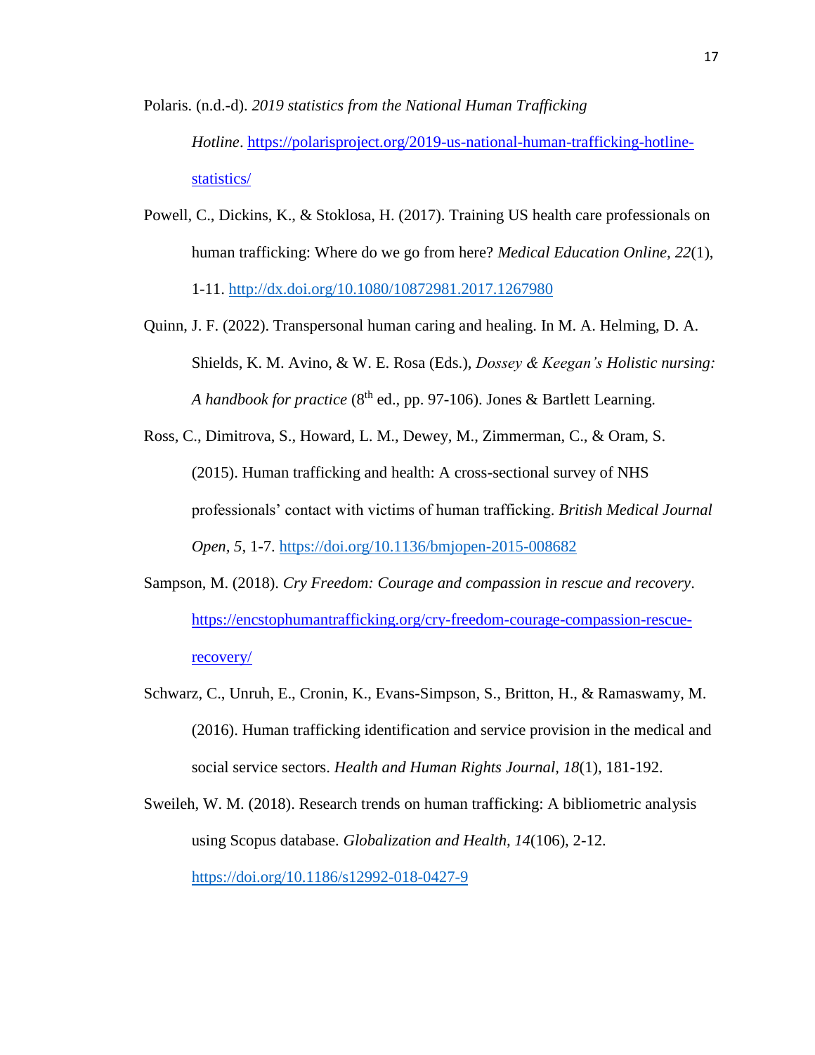Polaris. (n.d.-d). *2019 statistics from the National Human Trafficking Hotline*. https://polarisproject.org/2019-us-national-human-trafficking-hotline-statistics/

Powell, C., Dickins, K., & Stoklosa, H. (2017). Training US health care professionals on human trafficking: Where do we go from here? *Medical Education Online, 22*(1), 1-11. http://dx.doi.org/10.1080/10872981.2017.1267980

Quinn, J. F. (2022). Transpersonal human caring and healing. In M. A. Helming, D. A. Shields, K. M. Avino, & W. E. Rosa (Eds.), *Dossey & Keegan's Holistic nursing: A handbook for practice* (8th ed., pp. 97-106). Jones & Bartlett Learning.

Ross, C., Dimitrova, S., Howard, L. M., Dewey, M., Zimmerman, C., & Oram, S. (2015). Human trafficking and health: A cross-sectional survey of NHS professionals' contact with victims of human trafficking. *British Medical Journal Open, 5*, 1-7. https://doi.org/10.1136/bmjopen-2015-008682

Sampson, M. (2018). *Cry Freedom: Courage and compassion in rescue and recovery*. https://encstophumantrafficking.org/cry-freedom-courage-compassion-rescue-recovery/

Schwarz, C., Unruh, E., Cronin, K., Evans-Simpson, S., Britton, H., & Ramaswamy, M. (2016). Human trafficking identification and service provision in the medical and social service sectors. *Health and Human Rights Journal, 18*(1), 181-192.

Sweileh, W. M. (2018). Research trends on human trafficking: A bibliometric analysis using Scopus database. *Globalization and Health, 14*(106), 2-12. https://doi.org/10.1186/s12992-018-0427-9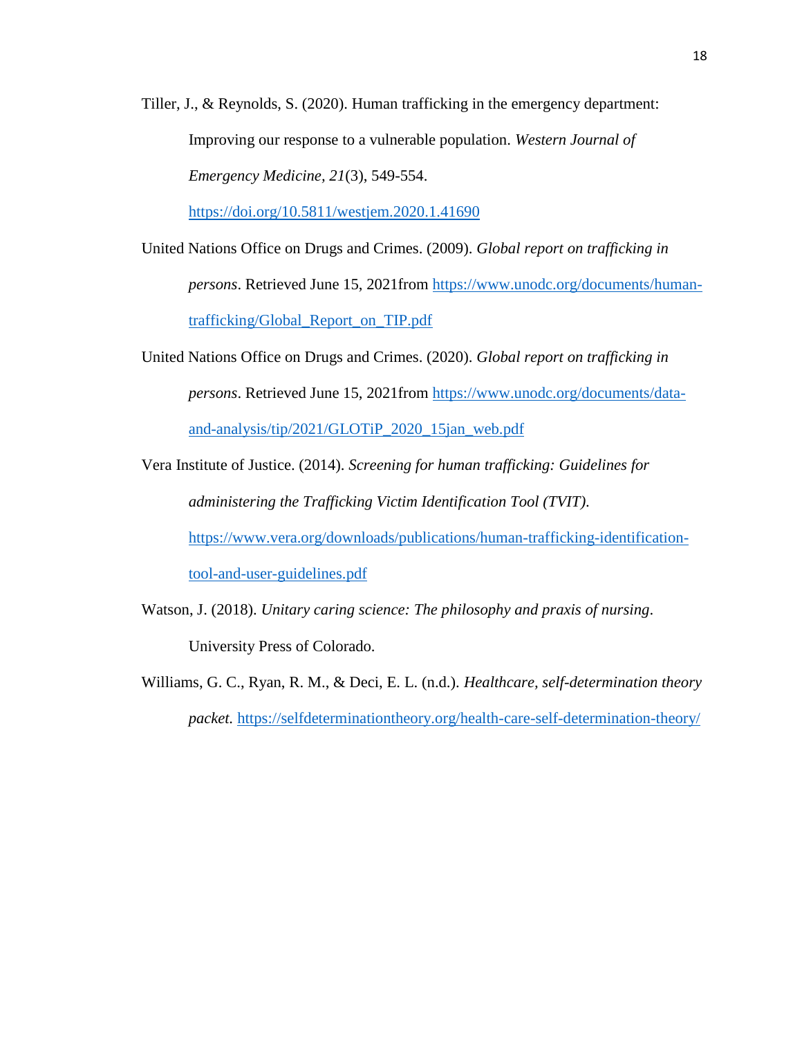Tiller, J., & Reynolds, S. (2020). Human trafficking in the emergency department: Improving our response to a vulnerable population. *Western Journal of Emergency Medicine, 21*(3), 549-554. https://doi.org/10.5811/westjem.2020.1.41690

United Nations Office on Drugs and Crimes. (2009). *Global report on trafficking in persons*. Retrieved June 15, 2021from https://www.unodc.org/documents/human-trafficking/Global_Report_on_TIP.pdf

United Nations Office on Drugs and Crimes. (2020). *Global report on trafficking in persons*. Retrieved June 15, 2021from https://www.unodc.org/documents/data-and-analysis/tip/2021/GLOTiP_2020_15jan_web.pdf

Vera Institute of Justice. (2014). *Screening for human trafficking: Guidelines for administering the Trafficking Victim Identification Tool (TVIT).* https://www.vera.org/downloads/publications/human-trafficking-identification-tool-and-user-guidelines.pdf

Watson, J. (2018). *Unitary caring science: The philosophy and praxis of nursing*. University Press of Colorado.

Williams, G. C., Ryan, R. M., & Deci, E. L. (n.d.). *Healthcare, self-determination theory packet.* https://selfdeterminationtheory.org/health-care-self-determination-theory/